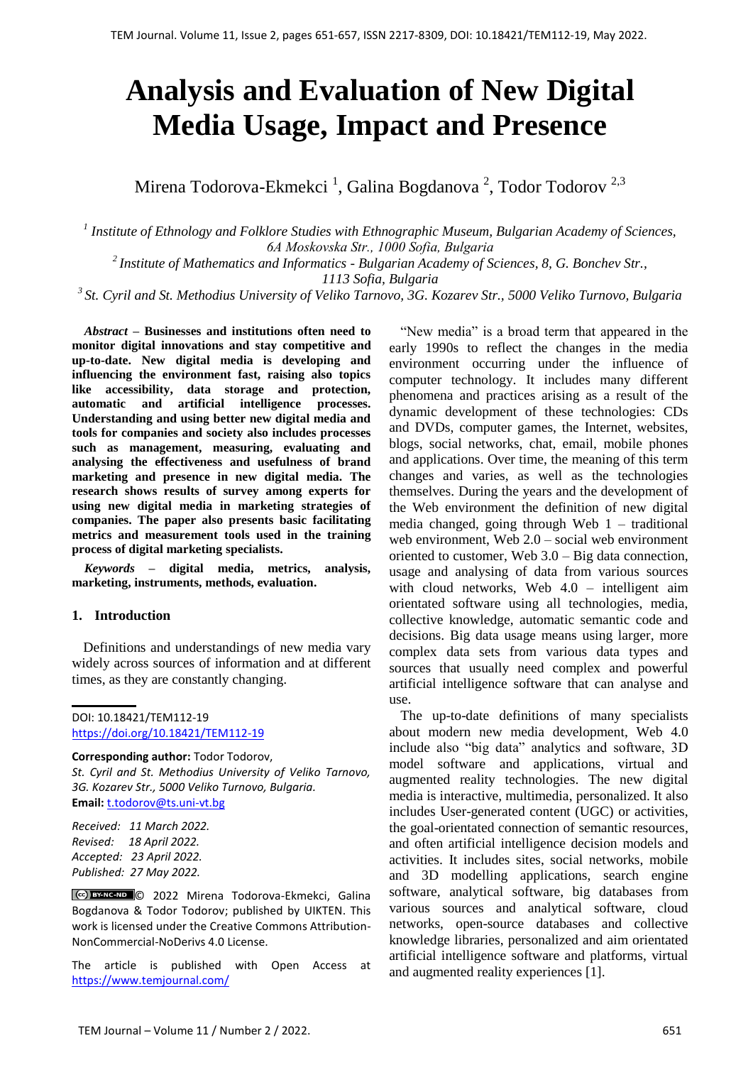# Analysis and Evaluation of New Digital Media Usage, Impact and Presence

Mirena Todorova-Ekmekci [1], Galina Bogdanova [2], Todor Todorov [2,3]

[1] *Institute of Ethnology and Folklore Studies with Ethnographic Museum, Bulgarian Academy of Sciences, 6A Moskovska Str., 1000 Sofia, Bulgaria*
[2] *Institute of Mathematics and Informatics - Bulgarian Academy of Sciences, 8, G. Bonchev Str., 1113 Sofia, Bulgaria*
[3] *St. Cyril and St. Methodius University of Veliko Tarnovo, 3G. Kozarev Str., 5000 Veliko Turnovo, Bulgaria*

***Abstract* – Businesses and institutions often need to monitor digital innovations and stay competitive and up-to-date. New digital media is developing and influencing the environment fast, raising also topics like accessibility, data storage and protection, automatic and artificial intelligence processes. Understanding and using better new digital media and tools for companies and society also includes processes such as management, measuring, evaluating and analysing the effectiveness and usefulness of brand marketing and presence in new digital media. The research shows results of survey among experts for using new digital media in marketing strategies of companies. The paper also presents basic facilitating metrics and measurement tools used in the training process of digital marketing specialists.**

***Keywords* – digital media, metrics, analysis, marketing, instruments, methods, evaluation.**

## 1. Introduction

Definitions and understandings of new media vary widely across sources of information and at different times, as they are constantly changing.

DOI: 10.18421/TEM112-19
https://doi.org/10.18421/TEM112-19

**Corresponding author:** Todor Todorov,
*St. Cyril and St. Methodius University of Veliko Tarnovo, 3G. Kozarev Str., 5000 Veliko Turnovo, Bulgaria.*
**Email:** t.todorov@ts.uni-vt.bg

*Received: 11 March 2022.*
*Revised: 18 April 2022.*
*Accepted: 23 April 2022.*
*Published: 27 May 2022.*

© 2022 Mirena Todorova-Ekmekci, Galina Bogdanova & Todor Todorov; published by UIKTEN. This work is licensed under the Creative Commons Attribution-NonCommercial-NoDerivs 4.0 License.

The article is published with Open Access at https://www.temjournal.com/

"New media" is a broad term that appeared in the early 1990s to reflect the changes in the media environment occurring under the influence of computer technology. It includes many different phenomena and practices arising as a result of the dynamic development of these technologies: CDs and DVDs, computer games, the Internet, websites, blogs, social networks, chat, email, mobile phones and applications. Over time, the meaning of this term changes and varies, as well as the technologies themselves. During the years and the development of the Web environment the definition of new digital media changed, going through Web 1 – traditional web environment, Web 2.0 – social web environment oriented to customer, Web 3.0 – Big data connection, usage and analysing of data from various sources with cloud networks, Web 4.0 – intelligent aim orientated software using all technologies, media, collective knowledge, automatic semantic code and decisions. Big data usage means using larger, more complex data sets from various data types and sources that usually need complex and powerful artificial intelligence software that can analyse and use.

The up-to-date definitions of many specialists about modern new media development, Web 4.0 include also "big data" analytics and software, 3D model software and applications, virtual and augmented reality technologies. The new digital media is interactive, multimedia, personalized. It also includes User-generated content (UGC) or activities, the goal-orientated connection of semantic resources, and often artificial intelligence decision models and activities. It includes sites, social networks, mobile and 3D modelling applications, search engine software, analytical software, big databases from various sources and analytical software, cloud networks, open-source databases and collective knowledge libraries, personalized and aim orientated artificial intelligence software and platforms, virtual and augmented reality experiences [1].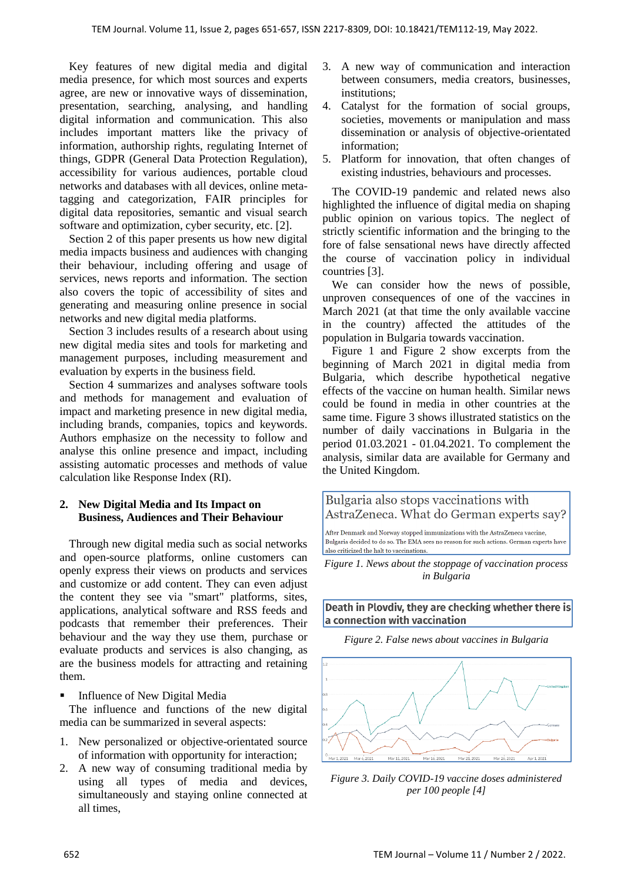Key features of new digital media and digital media presence, for which most sources and experts agree, are new or innovative ways of dissemination, presentation, searching, analysing, and handling digital information and communication. This also includes important matters like the privacy of information, authorship rights, regulating Internet of things, GDPR (General Data Protection Regulation), accessibility for various audiences, portable cloud networks and databases with all devices, online meta-tagging and categorization, FAIR principles for digital data repositories, semantic and visual search software and optimization, cyber security, etc. [2].

Section 2 of this paper presents us how new digital media impacts business and audiences with changing their behaviour, including offering and usage of services, news reports and information. The section also covers the topic of accessibility of sites and generating and measuring online presence in social networks and new digital media platforms.

Section 3 includes results of a research about using new digital media sites and tools for marketing and management purposes, including measurement and evaluation by experts in the business field.

Section 4 summarizes and analyses software tools and methods for management and evaluation of impact and marketing presence in new digital media, including brands, companies, topics and keywords. Authors emphasize on the necessity to follow and analyse this online presence and impact, including assisting automatic processes and methods of value calculation like Response Index (RI).

## 2. New Digital Media and Its Impact on Business, Audiences and Their Behaviour

Through new digital media such as social networks and open-source platforms, online customers can openly express their views on products and services and customize or add content. They can even adjust the content they see via "smart" platforms, sites, applications, analytical software and RSS feeds and podcasts that remember their preferences. Their behaviour and the way they use them, purchase or evaluate products and services is also changing, as are the business models for attracting and retaining them.

- Influence of New Digital Media

The influence and functions of the new digital media can be summarized in several aspects:

1. New personalized or objective-orientated source of information with opportunity for interaction;
2. A new way of consuming traditional media by using all types of media and devices, simultaneously and staying online connected at all times,
3. A new way of communication and interaction between consumers, media creators, businesses, institutions;
4. Catalyst for the formation of social groups, societies, movements or manipulation and mass dissemination or analysis of objective-orientated information;
5. Platform for innovation, that often changes of existing industries, behaviours and processes.

The COVID-19 pandemic and related news also highlighted the influence of digital media on shaping public opinion on various topics. The neglect of strictly scientific information and the bringing to the fore of false sensational news have directly affected the course of vaccination policy in individual countries [3].

We can consider how the news of possible, unproven consequences of one of the vaccines in March 2021 (at that time the only available vaccine in the country) affected the attitudes of the population in Bulgaria towards vaccination.

Figure 1 and Figure 2 show excerpts from the beginning of March 2021 in digital media from Bulgaria, which describe hypothetical negative effects of the vaccine on human health. Similar news could be found in media in other countries at the same time. Figure 3 shows illustrated statistics on the number of daily vaccinations in Bulgaria in the period 01.03.2021 - 01.04.2021. To complement the analysis, similar data are available for Germany and the United Kingdom.

Bulgaria also stops vaccinations with AstraZeneca. What do German experts say?

After Denmark and Norway stopped immunizations with the AstraZeneca vaccine, Bulgaria decided to do so. The EMA sees no reason for such actions. German experts have also criticized the halt to vaccinations.

*Figure 1. News about the stoppage of vaccination process in Bulgaria*

Death in Plovdiv, they are checking whether there is a connection with vaccination

*Figure 2. False news about vaccines in Bulgaria*

*Figure 3. Daily COVID-19 vaccine doses administered per 100 people [4]*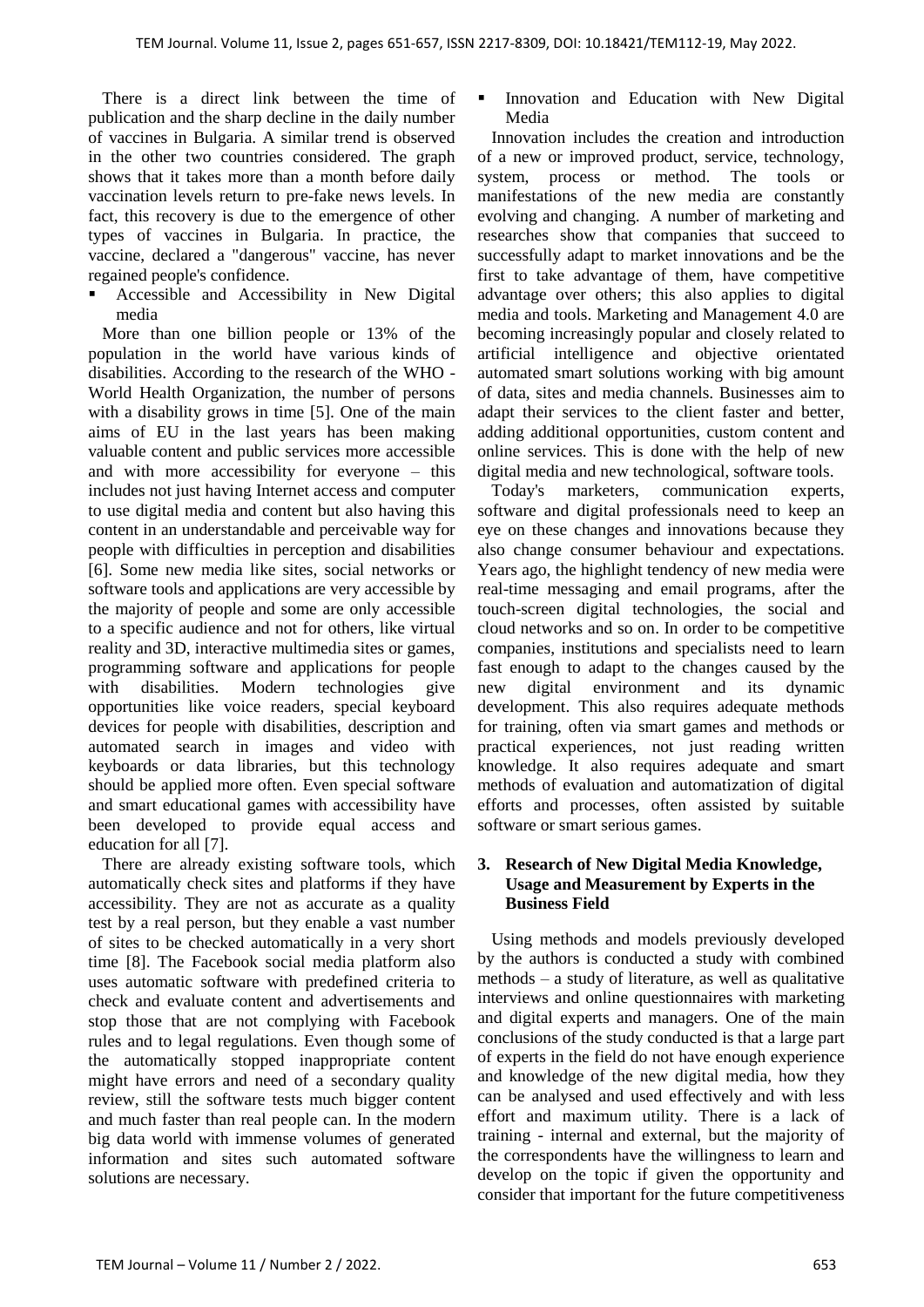There is a direct link between the time of publication and the sharp decline in the daily number of vaccines in Bulgaria. A similar trend is observed in the other two countries considered. The graph shows that it takes more than a month before daily vaccination levels return to pre-fake news levels. In fact, this recovery is due to the emergence of other types of vaccines in Bulgaria. In practice, the vaccine, declared a "dangerous" vaccine, has never regained people's confidence.

- Accessible and Accessibility in New Digital media

More than one billion people or 13% of the population in the world have various kinds of disabilities. According to the research of the WHO - World Health Organization, the number of persons with a disability grows in time [5]. One of the main aims of EU in the last years has been making valuable content and public services more accessible and with more accessibility for everyone – this includes not just having Internet access and computer to use digital media and content but also having this content in an understandable and perceivable way for people with difficulties in perception and disabilities [6]. Some new media like sites, social networks or software tools and applications are very accessible by the majority of people and some are only accessible to a specific audience and not for others, like virtual reality and 3D, interactive multimedia sites or games, programming software and applications for people with disabilities. Modern technologies give opportunities like voice readers, special keyboard devices for people with disabilities, description and automated search in images and video with keyboards or data libraries, but this technology should be applied more often. Even special software and smart educational games with accessibility have been developed to provide equal access and education for all [7].

There are already existing software tools, which automatically check sites and platforms if they have accessibility. They are not as accurate as a quality test by a real person, but they enable a vast number of sites to be checked automatically in a very short time [8]. The Facebook social media platform also uses automatic software with predefined criteria to check and evaluate content and advertisements and stop those that are not complying with Facebook rules and to legal regulations. Even though some of the automatically stopped inappropriate content might have errors and need of a secondary quality review, still the software tests much bigger content and much faster than real people can. In the modern big data world with immense volumes of generated information and sites such automated software solutions are necessary.

- Innovation and Education with New Digital Media

Innovation includes the creation and introduction of a new or improved product, service, technology, system, process or method. The tools or manifestations of the new media are constantly evolving and changing. A number of marketing and researches show that companies that succeed to successfully adapt to market innovations and be the first to take advantage of them, have competitive advantage over others; this also applies to digital media and tools. Marketing and Management 4.0 are becoming increasingly popular and closely related to artificial intelligence and objective orientated automated smart solutions working with big amount of data, sites and media channels. Businesses aim to adapt their services to the client faster and better, adding additional opportunities, custom content and online services. This is done with the help of new digital media and new technological, software tools.

Today's marketers, communication experts, software and digital professionals need to keep an eye on these changes and innovations because they also change consumer behaviour and expectations. Years ago, the highlight tendency of new media were real-time messaging and email programs, after the touch-screen digital technologies, the social and cloud networks and so on. In order to be competitive companies, institutions and specialists need to learn fast enough to adapt to the changes caused by the new digital environment and its dynamic development. This also requires adequate methods for training, often via smart games and methods or practical experiences, not just reading written knowledge. It also requires adequate and smart methods of evaluation and automatization of digital efforts and processes, often assisted by suitable software or smart serious games.

## 3. Research of New Digital Media Knowledge, Usage and Measurement by Experts in the Business Field

Using methods and models previously developed by the authors is conducted a study with combined methods – a study of literature, as well as qualitative interviews and online questionnaires with marketing and digital experts and managers. One of the main conclusions of the study conducted is that a large part of experts in the field do not have enough experience and knowledge of the new digital media, how they can be analysed and used effectively and with less effort and maximum utility. There is a lack of training - internal and external, but the majority of the correspondents have the willingness to learn and develop on the topic if given the opportunity and consider that important for the future competitiveness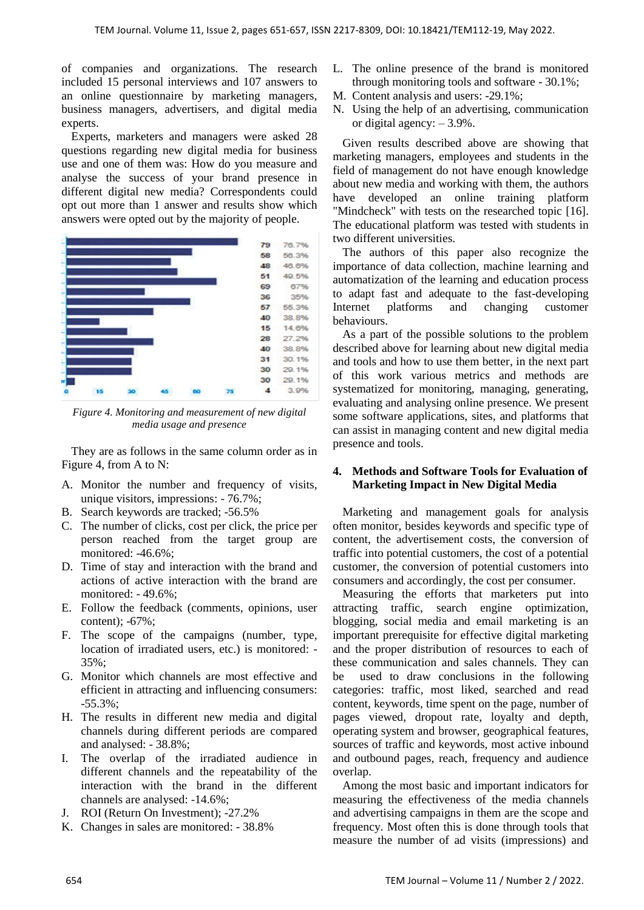of companies and organizations. The research included 15 personal interviews and 107 answers to an online questionnaire by marketing managers, business managers, advertisers, and digital media experts.

Experts, marketers and managers were asked 28 questions regarding new digital media for business use and one of them was: How do you measure and analyse the success of your brand presence in different digital new media? Correspondents could opt out more than 1 answer and results show which answers were opted out by the majority of people.

| | Count | Percent |
|---|---|---|
| A | 79 | 76.7% |
| B | 58 | 56.3% |
| C | 48 | 46.6% |
| D | 51 | 49.5% |
| E | 69 | 67% |
| F | 36 | 35% |
| G | 57 | 55.3% |
| H | 40 | 38.8% |
| I | 15 | 14.6% |
| J | 28 | 27.2% |
| K | 40 | 38.8% |
| L | 31 | 30.1% |
| M | 30 | 29.1% |
| N | 30 | 29.1% |
| O | 4 | 3.9% |

*Figure 4. Monitoring and measurement of new digital media usage and presence*

They are as follows in the same column order as in Figure 4, from A to N:

A. Monitor the number and frequency of visits, unique visitors, impressions: - 76.7%;
B. Search keywords are tracked; -56.5%
C. The number of clicks, cost per click, the price per person reached from the target group are monitored: -46.6%;
D. Time of stay and interaction with the brand and actions of active interaction with the brand are monitored: - 49.6%;
E. Follow the feedback (comments, opinions, user content); -67%;
F. The scope of the campaigns (number, type, location of irradiated users, etc.) is monitored: - 35%;
G. Monitor which channels are most effective and efficient in attracting and influencing consumers: -55.3%;
H. The results in different new media and digital channels during different periods are compared and analysed: - 38.8%;
I. The overlap of the irradiated audience in different channels and the repeatability of the interaction with the brand in the different channels are analysed: -14.6%;
J. ROI (Return On Investment); -27.2%
K. Changes in sales are monitored: - 38.8%
L. The online presence of the brand is monitored through monitoring tools and software - 30.1%;
M. Content analysis and users: -29.1%;
N. Using the help of an advertising, communication or digital agency: – 3.9%.

Given results described above are showing that marketing managers, employees and students in the field of management do not have enough knowledge about new media and working with them, the authors have developed an online training platform "Mindcheck" with tests on the researched topic [16]. The educational platform was tested with students in two different universities.

The authors of this paper also recognize the importance of data collection, machine learning and automatization of the learning and education process to adapt fast and adequate to the fast-developing Internet platforms and changing customer behaviours.

As a part of the possible solutions to the problem described above for learning about new digital media and tools and how to use them better, in the next part of this work various metrics and methods are systematized for monitoring, managing, generating, evaluating and analysing online presence. We present some software applications, sites, and platforms that can assist in managing content and new digital media presence and tools.

## 4. Methods and Software Tools for Evaluation of Marketing Impact in New Digital Media

Marketing and management goals for analysis often monitor, besides keywords and specific type of content, the advertisement costs, the conversion of traffic into potential customers, the cost of a potential customer, the conversion of potential customers into consumers and accordingly, the cost per consumer.

Measuring the efforts that marketers put into attracting traffic, search engine optimization, blogging, social media and email marketing is an important prerequisite for effective digital marketing and the proper distribution of resources to each of these communication and sales channels. They can be used to draw conclusions in the following categories: traffic, most liked, searched and read content, keywords, time spent on the page, number of pages viewed, dropout rate, loyalty and depth, operating system and browser, geographical features, sources of traffic and keywords, most active inbound and outbound pages, reach, frequency and audience overlap.

Among the most basic and important indicators for measuring the effectiveness of the media channels and advertising campaigns in them are the scope and frequency. Most often this is done through tools that measure the number of ad visits (impressions) and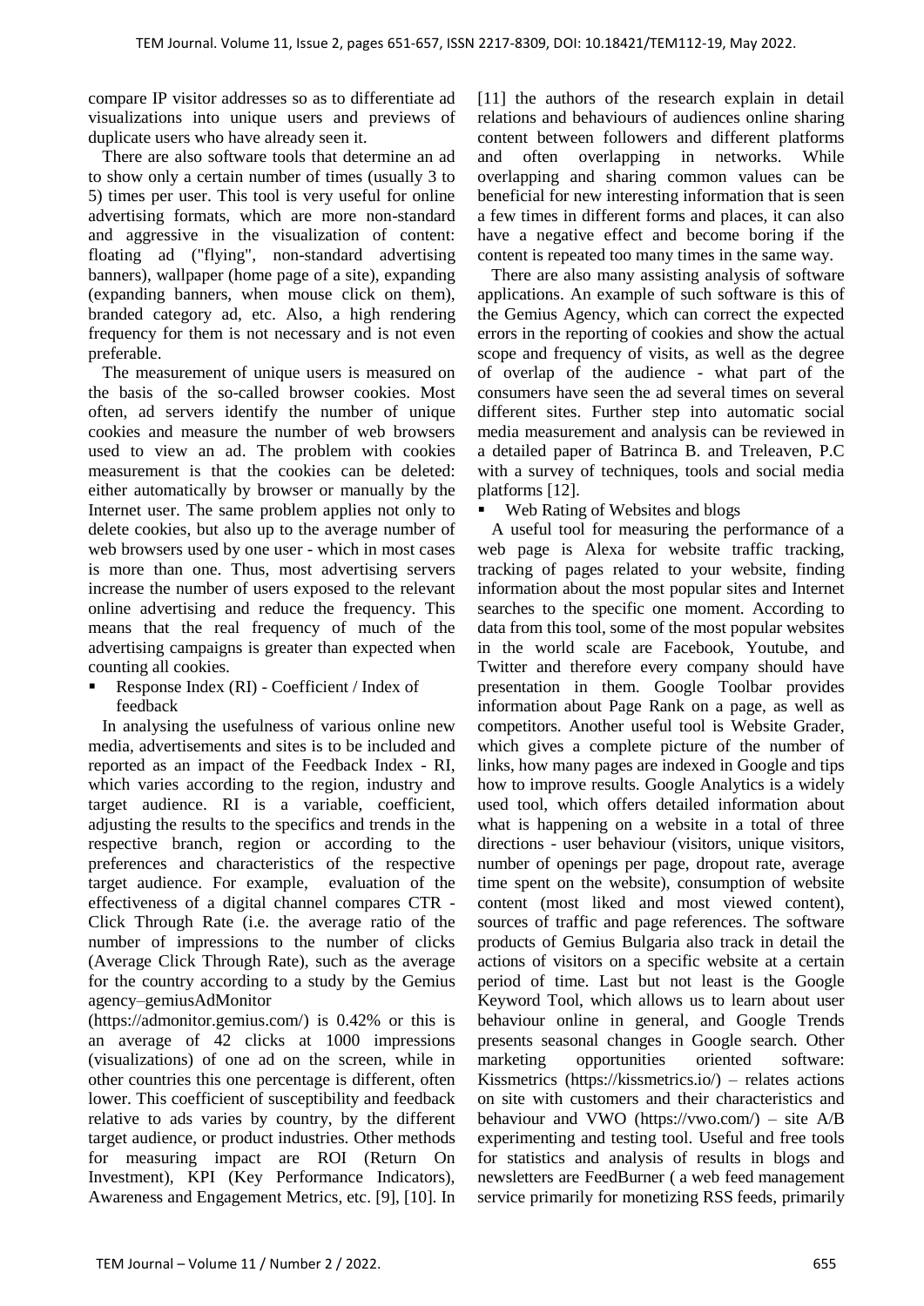compare IP visitor addresses so as to differentiate ad visualizations into unique users and previews of duplicate users who have already seen it.

There are also software tools that determine an ad to show only a certain number of times (usually 3 to 5) times per user. This tool is very useful for online advertising formats, which are more non-standard and aggressive in the visualization of content: floating ad ("flying", non-standard advertising banners), wallpaper (home page of a site), expanding (expanding banners, when mouse click on them), branded category ad, etc. Also, a high rendering frequency for them is not necessary and is not even preferable.

The measurement of unique users is measured on the basis of the so-called browser cookies. Most often, ad servers identify the number of unique cookies and measure the number of web browsers used to view an ad. The problem with cookies measurement is that the cookies can be deleted: either automatically by browser or manually by the Internet user. The same problem applies not only to delete cookies, but also up to the average number of web browsers used by one user - which in most cases is more than one. Thus, most advertising servers increase the number of users exposed to the relevant online advertising and reduce the frequency. This means that the real frequency of much of the advertising campaigns is greater than expected when counting all cookies.

- Response Index (RI) - Coefficient / Index of feedback

In analysing the usefulness of various online new media, advertisements and sites is to be included and reported as an impact of the Feedback Index - RI, which varies according to the region, industry and target audience. RI is a variable, coefficient, adjusting the results to the specifics and trends in the respective branch, region or according to the preferences and characteristics of the respective target audience. For example, evaluation of the effectiveness of a digital channel compares CTR - Click Through Rate (i.e. the average ratio of the number of impressions to the number of clicks (Average Click Through Rate), such as the average for the country according to a study by the Gemius agency–gemiusAdMonitor (https://admonitor.gemius.com/) is 0.42% or this is an average of 42 clicks at 1000 impressions (visualizations) of one ad on the screen, while in other countries this one percentage is different, often lower. This coefficient of susceptibility and feedback relative to ads varies by country, by the different target audience, or product industries. Other methods for measuring impact are ROI (Return On Investment), KPI (Key Performance Indicators), Awareness and Engagement Metrics, etc. [9], [10]. In [11] the authors of the research explain in detail relations and behaviours of audiences online sharing content between followers and different platforms and often overlapping in networks. While overlapping and sharing common values can be beneficial for new interesting information that is seen a few times in different forms and places, it can also have a negative effect and become boring if the content is repeated too many times in the same way.

There are also many assisting analysis of software applications. An example of such software is this of the Gemius Agency, which can correct the expected errors in the reporting of cookies and show the actual scope and frequency of visits, as well as the degree of overlap of the audience - what part of the consumers have seen the ad several times on several different sites. Further step into automatic social media measurement and analysis can be reviewed in a detailed paper of Batrinca B. and Treleaven, P.C with a survey of techniques, tools and social media platforms [12].

- Web Rating of Websites and blogs

A useful tool for measuring the performance of a web page is Alexa for website traffic tracking, tracking of pages related to your website, finding information about the most popular sites and Internet searches to the specific one moment. According to data from this tool, some of the most popular websites in the world scale are Facebook, Youtube, and Twitter and therefore every company should have presentation in them. Google Toolbar provides information about Page Rank on a page, as well as competitors. Another useful tool is Website Grader, which gives a complete picture of the number of links, how many pages are indexed in Google and tips how to improve results. Google Analytics is a widely used tool, which offers detailed information about what is happening on a website in a total of three directions - user behaviour (visitors, unique visitors, number of openings per page, dropout rate, average time spent on the website), consumption of website content (most liked and most viewed content), sources of traffic and page references. The software products of Gemius Bulgaria also track in detail the actions of visitors on a specific website at a certain period of time. Last but not least is the Google Keyword Tool, which allows us to learn about user behaviour online in general, and Google Trends presents seasonal changes in Google search. Other marketing opportunities oriented software: Kissmetrics (https://kissmetrics.io/) – relates actions on site with customers and their characteristics and behaviour and VWO (https://vwo.com/) – site A/B experimenting and testing tool. Useful and free tools for statistics and analysis of results in blogs and newsletters are FeedBurner ( a web feed management service primarily for monetizing RSS feeds, primarily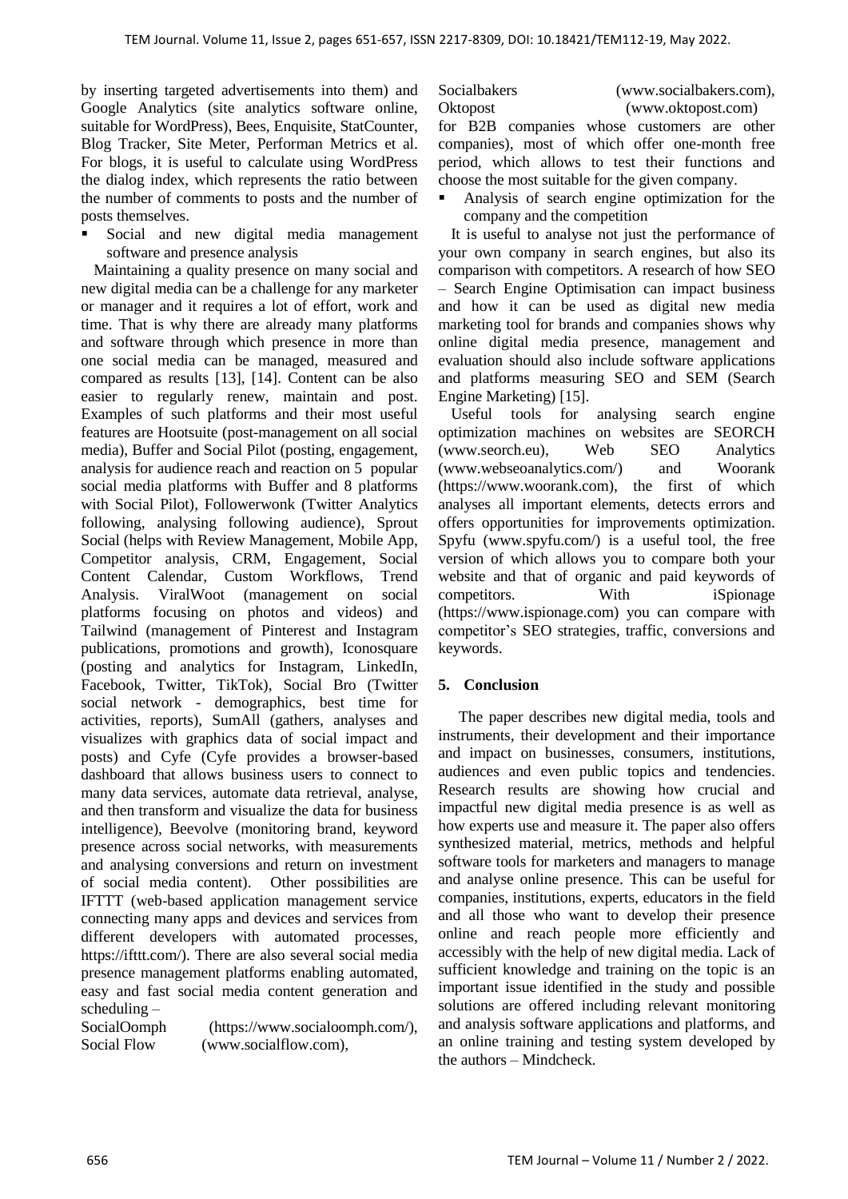by inserting targeted advertisements into them) and Google Analytics (site analytics software online, suitable for WordPress), Bees, Enquisite, StatCounter, Blog Tracker, Site Meter, Performan Metrics et al. For blogs, it is useful to calculate using WordPress the dialog index, which represents the ratio between the number of comments to posts and the number of posts themselves.

- Social and new digital media management software and presence analysis

Maintaining a quality presence on many social and new digital media can be a challenge for any marketer or manager and it requires a lot of effort, work and time. That is why there are already many platforms and software through which presence in more than one social media can be managed, measured and compared as results [13], [14]. Content can be also easier to regularly renew, maintain and post. Examples of such platforms and their most useful features are Hootsuite (post-management on all social media), Buffer and Social Pilot (posting, engagement, analysis for audience reach and reaction on 5 popular social media platforms with Buffer and 8 platforms with Social Pilot), Followerwonk (Twitter Analytics following, analysing following audience), Sprout Social (helps with Review Management, Mobile App, Competitor analysis, CRM, Engagement, Social Content Calendar, Custom Workflows, Trend Analysis. ViralWoot (management on social platforms focusing on photos and videos) and Tailwind (management of Pinterest and Instagram publications, promotions and growth), Iconosquare (posting and analytics for Instagram, LinkedIn, Facebook, Twitter, TikTok), Social Bro (Twitter social network - demographics, best time for activities, reports), SumAll (gathers, analyses and visualizes with graphics data of social impact and posts) and Cyfe (Cyfe provides a browser-based dashboard that allows business users to connect to many data services, automate data retrieval, analyse, and then transform and visualize the data for business intelligence), Beevolve (monitoring brand, keyword presence across social networks, with measurements and analysing conversions and return on investment of social media content). Other possibilities are IFTTT (web-based application management service connecting many apps and devices and services from different developers with automated processes, https://ifttt.com/). There are also several social media presence management platforms enabling automated, easy and fast social media content generation and scheduling – SocialOomph (https://www.socialoomph.com/), Social Flow (www.socialflow.com), Socialbakers (www.socialbakers.com), Oktopost (www.oktopost.com) for B2B companies whose customers are other companies), most of which offer one-month free period, which allows to test their functions and choose the most suitable for the given company.

- Analysis of search engine optimization for the company and the competition

It is useful to analyse not just the performance of your own company in search engines, but also its comparison with competitors. A research of how SEO – Search Engine Optimisation can impact business and how it can be used as digital new media marketing tool for brands and companies shows why online digital media presence, management and evaluation should also include software applications and platforms measuring SEO and SEM (Search Engine Marketing) [15].

Useful tools for analysing search engine optimization machines on websites are SEORCH (www.seorch.eu), Web SEO Analytics (www.webseoanalytics.com/) and Woorank (https://www.woorank.com), the first of which analyses all important elements, detects errors and offers opportunities for improvements optimization. Spyfu (www.spyfu.com/) is a useful tool, the free version of which allows you to compare both your website and that of organic and paid keywords of competitors. With iSpionage (https://www.ispionage.com) you can compare with competitor's SEO strategies, traffic, conversions and keywords.

## 5. Conclusion

The paper describes new digital media, tools and instruments, their development and their importance and impact on businesses, consumers, institutions, audiences and even public topics and tendencies. Research results are showing how crucial and impactful new digital media presence is as well as how experts use and measure it. The paper also offers synthesized material, metrics, methods and helpful software tools for marketers and managers to manage and analyse online presence. This can be useful for companies, institutions, experts, educators in the field and all those who want to develop their presence online and reach people more efficiently and accessibly with the help of new digital media. Lack of sufficient knowledge and training on the topic is an important issue identified in the study and possible solutions are offered including relevant monitoring and analysis software applications and platforms, and an online training and testing system developed by the authors – Mindcheck.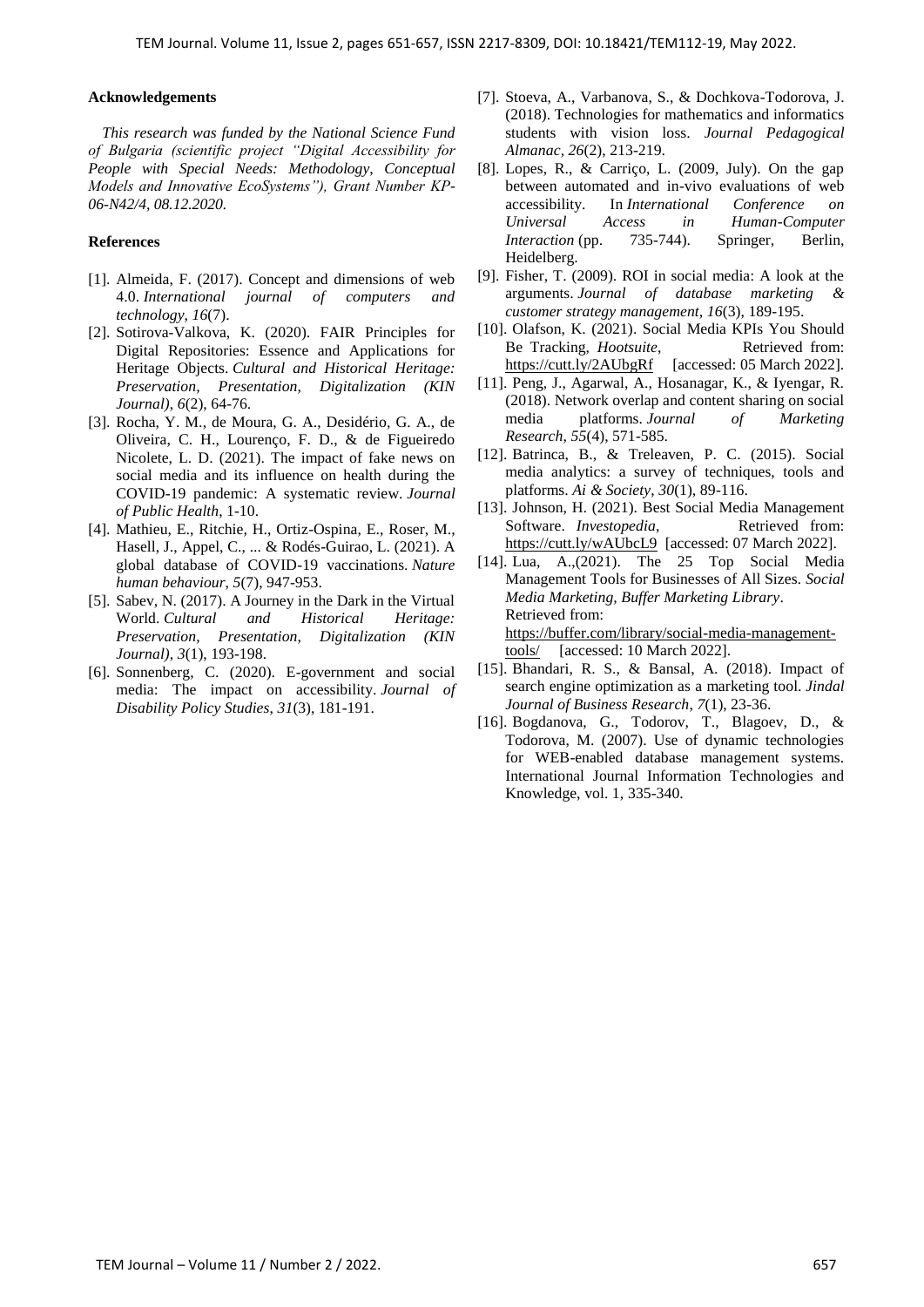### Acknowledgements

*This research was funded by the National Science Fund of Bulgaria (scientific project "Digital Accessibility for People with Special Needs: Methodology, Conceptual Models and Innovative EcoSystems"), Grant Number KP-06-N42/4, 08.12.2020.*

### References

[1]. Almeida, F. (2017). Concept and dimensions of web 4.0. *International journal of computers and technology*, *16*(7).

[2]. Sotirova-Valkova, K. (2020). FAIR Principles for Digital Repositories: Essence and Applications for Heritage Objects. *Cultural and Historical Heritage: Preservation, Presentation, Digitalization (KIN Journal)*, *6*(2), 64-76.

[3]. Rocha, Y. M., de Moura, G. A., Desidério, G. A., de Oliveira, C. H., Lourenço, F. D., & de Figueiredo Nicolete, L. D. (2021). The impact of fake news on social media and its influence on health during the COVID-19 pandemic: A systematic review. *Journal of Public Health*, 1-10.

[4]. Mathieu, E., Ritchie, H., Ortiz-Ospina, E., Roser, M., Hasell, J., Appel, C., ... & Rodés-Guirao, L. (2021). A global database of COVID-19 vaccinations. *Nature human behaviour*, *5*(7), 947-953.

[5]. Sabev, N. (2017). A Journey in the Dark in the Virtual World. *Cultural and Historical Heritage: Preservation, Presentation, Digitalization (KIN Journal)*, *3*(1), 193-198.

[6]. Sonnenberg, C. (2020). E-government and social media: The impact on accessibility. *Journal of Disability Policy Studies*, *31*(3), 181-191.

[7]. Stoeva, A., Varbanova, S., & Dochkova-Todorova, J. (2018). Technologies for mathematics and informatics students with vision loss. *Journal Pedagogical Almanac*, *26*(2), 213-219.

[8]. Lopes, R., & Carriço, L. (2009, July). On the gap between automated and in-vivo evaluations of web accessibility. In *International Conference on Universal Access in Human-Computer Interaction* (pp. 735-744). Springer, Berlin, Heidelberg.

[9]. Fisher, T. (2009). ROI in social media: A look at the arguments. *Journal of database marketing & customer strategy management*, *16*(3), 189-195.

[10]. Olafson, K. (2021). Social Media KPIs You Should Be Tracking, *Hootsuite*, Retrieved from: https://cutt.ly/2AUbgRf [accessed: 05 March 2022].

[11]. Peng, J., Agarwal, A., Hosanagar, K., & Iyengar, R. (2018). Network overlap and content sharing on social media platforms. *Journal of Marketing Research*, *55*(4), 571-585.

[12]. Batrinca, B., & Treleaven, P. C. (2015). Social media analytics: a survey of techniques, tools and platforms. *Ai & Society*, *30*(1), 89-116.

[13]. Johnson, H. (2021). Best Social Media Management Software. *Investopedia*, Retrieved from: https://cutt.ly/wAUbcL9 [accessed: 07 March 2022].

[14]. Lua, A.,(2021). The 25 Top Social Media Management Tools for Businesses of All Sizes. *Social Media Marketing, Buffer Marketing Library*. Retrieved from: https://buffer.com/library/social-media-management-tools/ [accessed: 10 March 2022].

[15]. Bhandari, R. S., & Bansal, A. (2018). Impact of search engine optimization as a marketing tool. *Jindal Journal of Business Research*, *7*(1), 23-36.

[16]. Bogdanova, G., Todorov, T., Blagoev, D., & Todorova, M. (2007). Use of dynamic technologies for WEB-enabled database management systems. International Journal Information Technologies and Knowledge, vol. 1, 335-340.